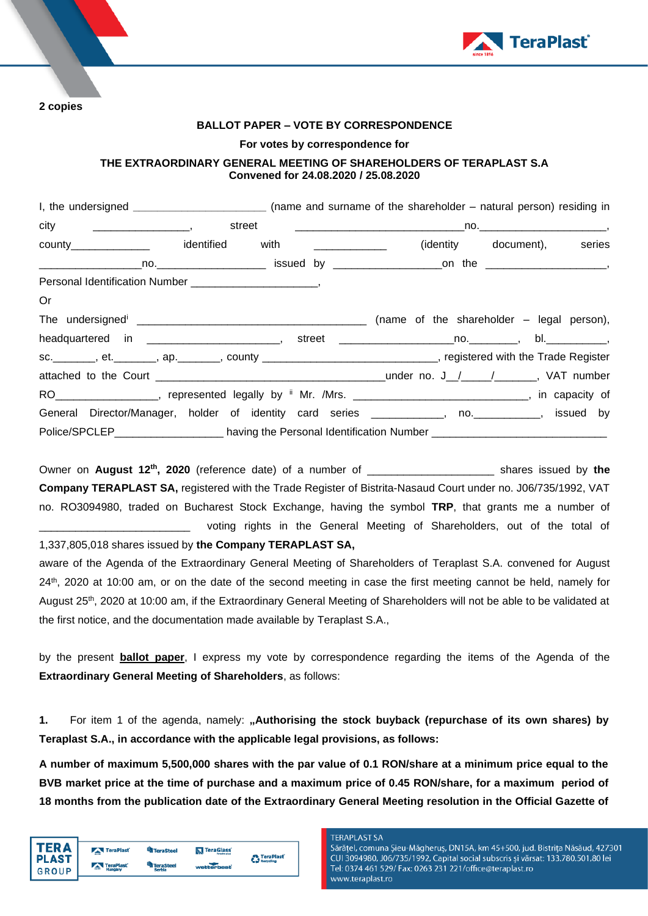**2 copies**

**BALLOT PAPER – VOTE BY CORRESPONDENCE**

**For votes by correspondence for**

**THE EXTRAORDINARY GENERAL MEETING OF SHAREHOLDERS OF TERAPLAST S.A**
**Convened for 24.08.2020 / 25.08.2020**

I, the undersigned ______________________ (name and surname of the shareholder – natural person) residing in city ________________, street ____________________________no._____________________, county_____________ identified with ____________ (identity document), series _________________no.__________________ issued by __________________on the ____________________, Personal Identification Number ______________________,

Or

The undersigned[i] _______________________________________ (name of the shareholder – legal person), headquartered in ______________________, street ___________________no.________, bl.__________, sc._______, et._______, ap._______, county _____________________________, registered with the Trade Register attached to the Court _____________________________________under no. J__/_____/_______, VAT number RO_________________, represented legally by [ii] Mr. /Mrs. ______________________________, in capacity of General Director/Manager, holder of identity card series ____________, no.___________, issued by Police/SPCLEP__________________ having the Personal Identification Number ______________________________

Owner on **August 12th, 2020** (reference date) of a number of _____________________ shares issued by **the Company TERAPLAST SA,** registered with the Trade Register of Bistrita-Nasaud Court under no. J06/735/1992, VAT no. RO3094980, traded on Bucharest Stock Exchange, having the symbol **TRP**, that grants me a number of _________________________ voting rights in the General Meeting of Shareholders, out of the total of 1,337,805,018 shares issued by **the Company TERAPLAST SA,**

aware of the Agenda of the Extraordinary General Meeting of Shareholders of Teraplast S.A. convened for August 24th, 2020 at 10:00 am, or on the date of the second meeting in case the first meeting cannot be held, namely for August 25th, 2020 at 10:00 am, if the Extraordinary General Meeting of Shareholders will not be able to be validated at the first notice, and the documentation made available by Teraplast S.A.,

by the present **ballot paper**, I express my vote by correspondence regarding the items of the Agenda of the **Extraordinary General Meeting of Shareholders**, as follows:

**1.** For item 1 of the agenda, namely: **„Authorising the stock buyback (repurchase of its own shares) by Teraplast S.A., in accordance with the applicable legal provisions, as follows:**

**A number of maximum 5,500,000 shares with the par value of 0.1 RON/share at a minimum price equal to the BVB market price at the time of purchase and a maximum price of 0.45 RON/share, for a maximum period of 18 months from the publication date of the Extraordinary General Meeting resolution in the Official Gazette of**

TERAPLAST SA
Sărățel, comuna Șieu-Măgheruș, DN15A, km 45+500, jud. Bistrița Năsăud, 427301
CUI 3094980, J06/735/1992, Capital social subscris și vărsat: 133.780.501,80 lei
Tel: 0374 461 529/ Fax: 0263 231 221/office@teraplast.ro
www.teraplast.ro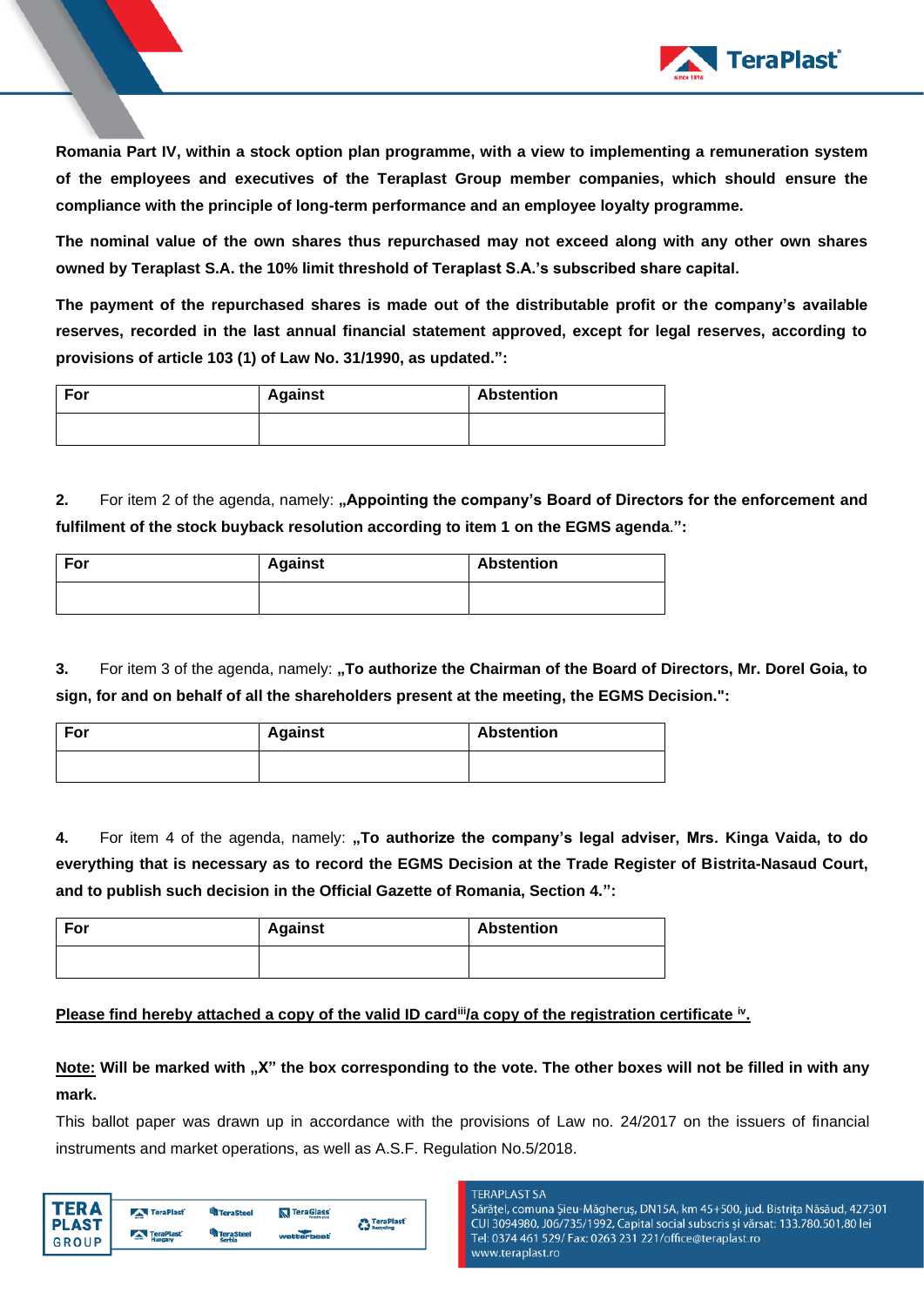**Romania Part IV, within a stock option plan programme, with a view to implementing a remuneration system of the employees and executives of the Teraplast Group member companies, which should ensure the compliance with the principle of long-term performance and an employee loyalty programme.**

**The nominal value of the own shares thus repurchased may not exceed along with any other own shares owned by Teraplast S.A. the 10% limit threshold of Teraplast S.A.'s subscribed share capital.**

**The payment of the repurchased shares is made out of the distributable profit or the company's available reserves, recorded in the last annual financial statement approved, except for legal reserves, according to provisions of article 103 (1) of Law No. 31/1990, as updated.":**

| For | Against | Abstention |
|---|---|---|
| | | |

**2.** For item 2 of the agenda, namely: **„Appointing the company's Board of Directors for the enforcement and fulfilment of the stock buyback resolution according to item 1 on the EGMS agenda.":**

| For | Against | Abstention |
|---|---|---|
| | | |

**3.** For item 3 of the agenda, namely: **„To authorize the Chairman of the Board of Directors, Mr. Dorel Goia, to sign, for and on behalf of all the shareholders present at the meeting, the EGMS Decision.":**

| For | Against | Abstention |
|---|---|---|
| | | |

**4.** For item 4 of the agenda, namely: **„To authorize the company's legal adviser, Mrs. Kinga Vaida, to do everything that is necessary as to record the EGMS Decision at the Trade Register of Bistrita-Nasaud Court, and to publish such decision in the Official Gazette of Romania, Section 4.":**

| For | Against | Abstention |
|---|---|---|
| | | |

**Please find hereby attached a copy of the valid ID card[iii]/a copy of the registration certificate [iv].**

**Note: Will be marked with „X" the box corresponding to the vote. The other boxes will not be filled in with any mark.**

This ballot paper was drawn up in accordance with the provisions of Law no. 24/2017 on the issuers of financial instruments and market operations, as well as A.S.F. Regulation No.5/2018.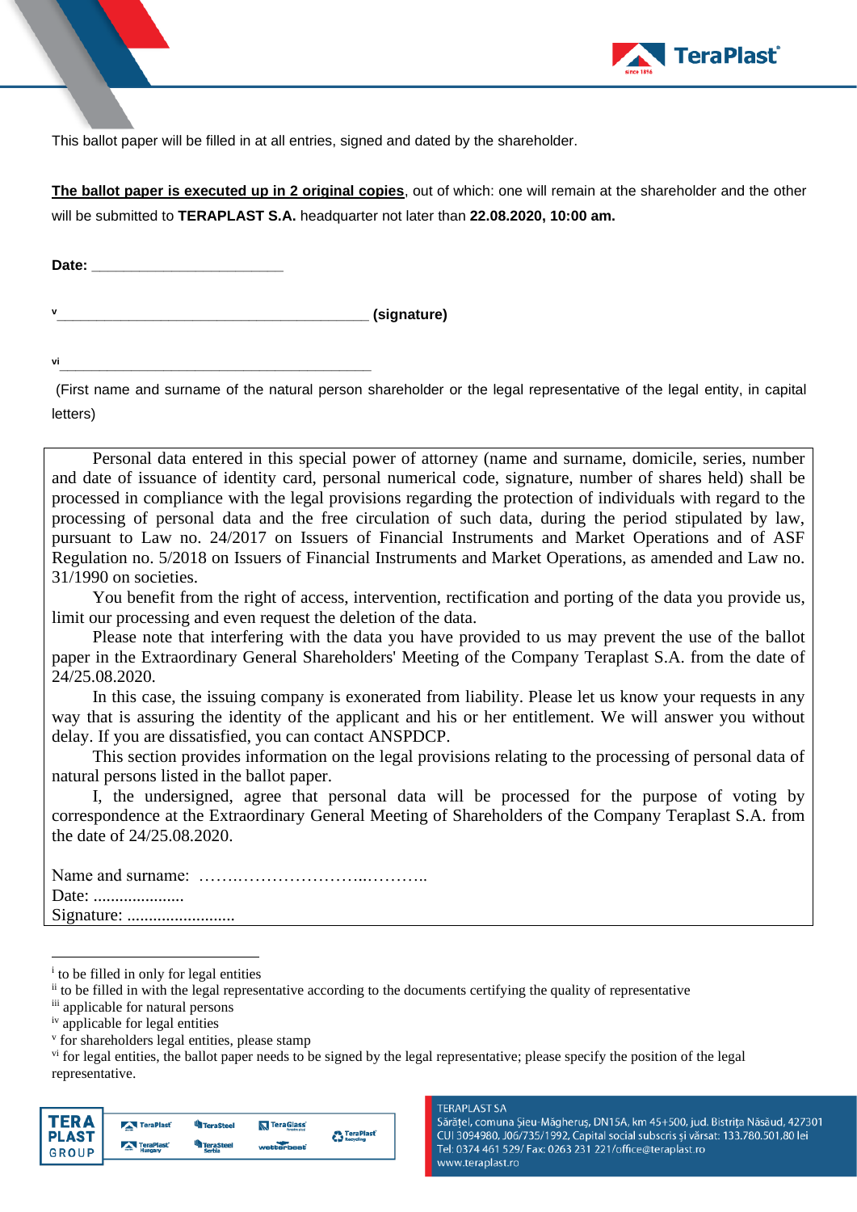This ballot paper will be filled in at all entries, signed and dated by the shareholder.

**The ballot paper is executed up in 2 original copies**, out of which: one will remain at the shareholder and the other will be submitted to **TERAPLAST S.A.** headquarter not later than **22.08.2020, 10:00 am.**

**Date:** ______________________

[v]_______________________________________ **(signature)**

[vi]_______________________________________

(First name and surname of the natural person shareholder or the legal representative of the legal entity, in capital letters)

Personal data entered in this special power of attorney (name and surname, domicile, series, number and date of issuance of identity card, personal numerical code, signature, number of shares held) shall be processed in compliance with the legal provisions regarding the protection of individuals with regard to the processing of personal data and the free circulation of such data, during the period stipulated by law, pursuant to Law no. 24/2017 on Issuers of Financial Instruments and Market Operations and of ASF Regulation no. 5/2018 on Issuers of Financial Instruments and Market Operations, as amended and Law no. 31/1990 on societies.

You benefit from the right of access, intervention, rectification and porting of the data you provide us, limit our processing and even request the deletion of the data.

Please note that interfering with the data you have provided to us may prevent the use of the ballot paper in the Extraordinary General Shareholders' Meeting of the Company Teraplast S.A. from the date of 24/25.08.2020.

In this case, the issuing company is exonerated from liability. Please let us know your requests in any way that is assuring the identity of the applicant and his or her entitlement. We will answer you without delay. If you are dissatisfied, you can contact ANSPDCP.

This section provides information on the legal provisions relating to the processing of personal data of natural persons listed in the ballot paper.

I, the undersigned, agree that personal data will be processed for the purpose of voting by correspondence at the Extraordinary General Meeting of Shareholders of the Company Teraplast S.A. from the date of 24/25.08.2020.

Name and surname: …….…………………...………..
Date: .....................
Signature: .........................

---

[i] to be filled in only for legal entities
[ii] to be filled in with the legal representative according to the documents certifying the quality of representative
[iii] applicable for natural persons
[iv] applicable for legal entities
[v] for shareholders legal entities, please stamp
[vi] for legal entities, the ballot paper needs to be signed by the legal representative; please specify the position of the legal representative.